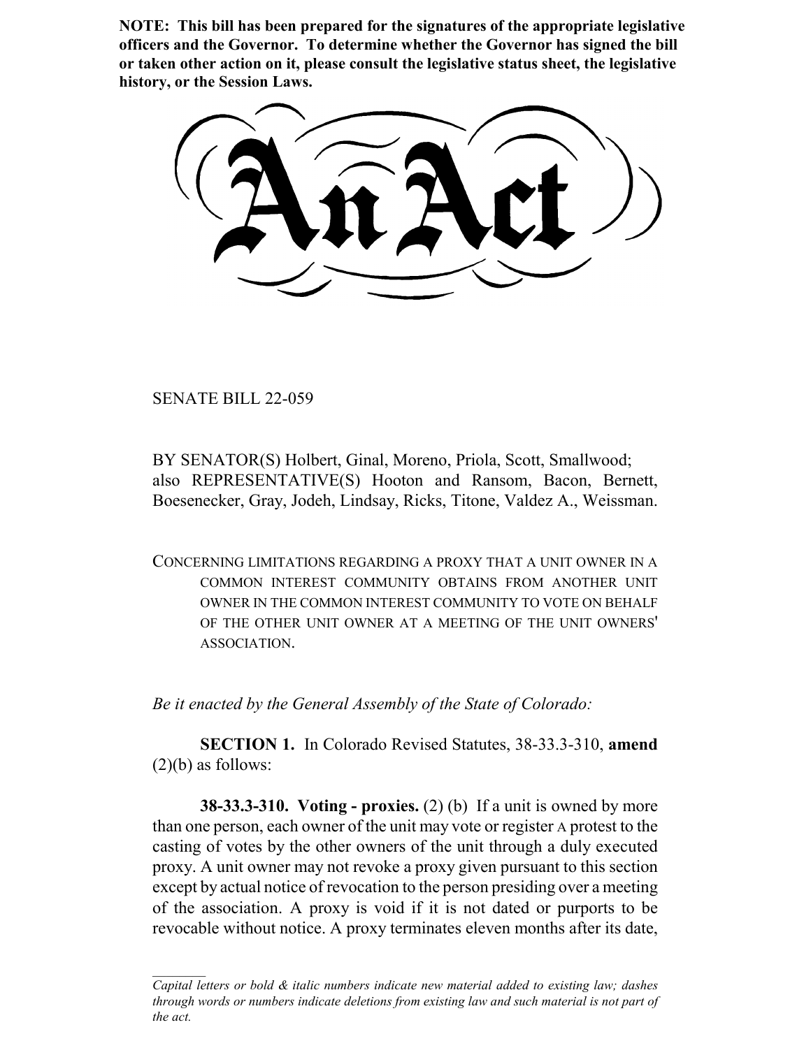**NOTE: This bill has been prepared for the signatures of the appropriate legislative officers and the Governor. To determine whether the Governor has signed the bill or taken other action on it, please consult the legislative status sheet, the legislative history, or the Session Laws.**

# An Act

SENATE BILL 22-059

BY SENATOR(S) Holbert, Ginal, Moreno, Priola, Scott, Smallwood; also REPRESENTATIVE(S) Hooton and Ransom, Bacon, Bernett, Boesenecker, Gray, Jodeh, Lindsay, Ricks, Titone, Valdez A., Weissman.

CONCERNING LIMITATIONS REGARDING A PROXY THAT A UNIT OWNER IN A COMMON INTEREST COMMUNITY OBTAINS FROM ANOTHER UNIT OWNER IN THE COMMON INTEREST COMMUNITY TO VOTE ON BEHALF OF THE OTHER UNIT OWNER AT A MEETING OF THE UNIT OWNERS' ASSOCIATION.

*Be it enacted by the General Assembly of the State of Colorado:*

**SECTION 1.** In Colorado Revised Statutes, 38-33.3-310, **amend** (2)(b) as follows:

**38-33.3-310. Voting - proxies.** (2) (b) If a unit is owned by more than one person, each owner of the unit may vote or register A protest to the casting of votes by the other owners of the unit through a duly executed proxy. A unit owner may not revoke a proxy given pursuant to this section except by actual notice of revocation to the person presiding over a meeting of the association. A proxy is void if it is not dated or purports to be revocable without notice. A proxy terminates eleven months after its date,

---

*Capital letters or bold & italic numbers indicate new material added to existing law; dashes through words or numbers indicate deletions from existing law and such material is not part of the act.*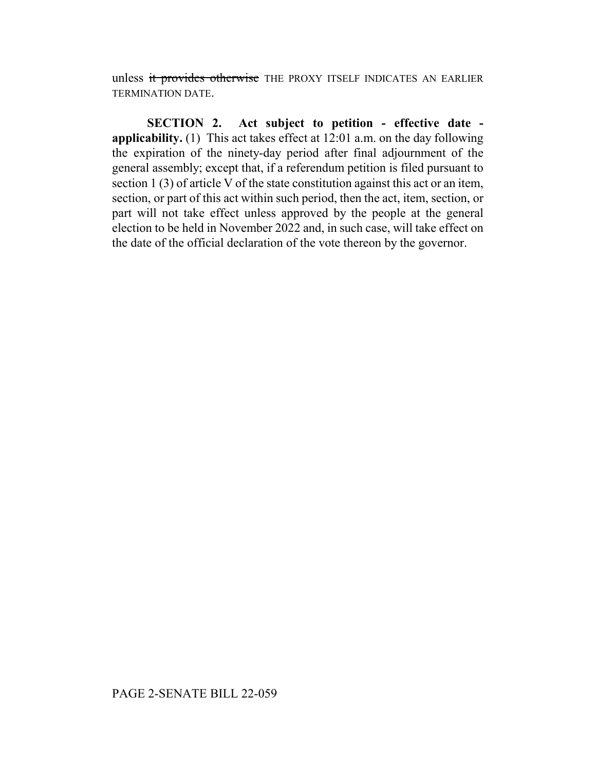unless ~~it provides otherwise~~ THE PROXY ITSELF INDICATES AN EARLIER TERMINATION DATE.

**SECTION 2. Act subject to petition - effective date - applicability.** (1) This act takes effect at 12:01 a.m. on the day following the expiration of the ninety-day period after final adjournment of the general assembly; except that, if a referendum petition is filed pursuant to section 1 (3) of article V of the state constitution against this act or an item, section, or part of this act within such period, then the act, item, section, or part will not take effect unless approved by the people at the general election to be held in November 2022 and, in such case, will take effect on the date of the official declaration of the vote thereon by the governor.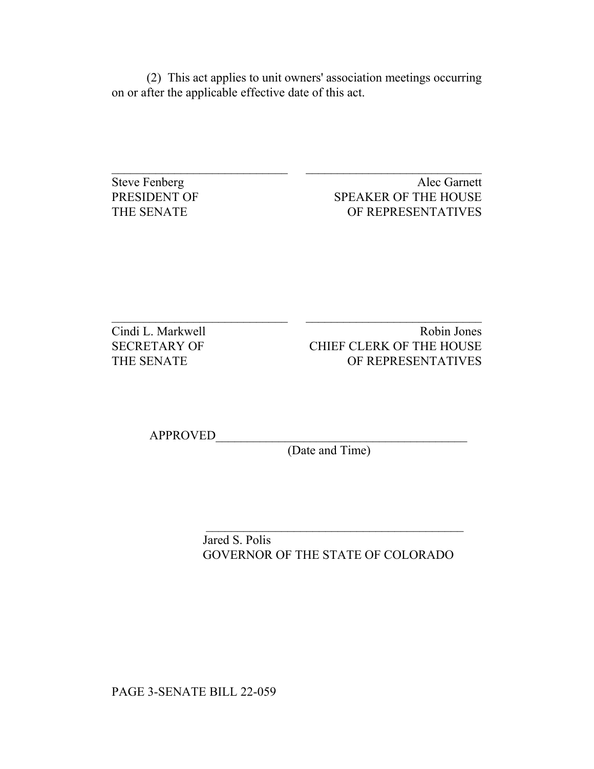(2) This act applies to unit owners' association meetings occurring on or after the applicable effective date of this act.

| | |
|---|---|
| ____________________________ | ____________________________ |
| Steve Fenberg | Alec Garnett |
| PRESIDENT OF THE SENATE | SPEAKER OF THE HOUSE OF REPRESENTATIVES |

| | |
|---|---|
| ____________________________ | ____________________________ |
| Cindi L. Markwell | Robin Jones |
| SECRETARY OF THE SENATE | CHIEF CLERK OF THE HOUSE OF REPRESENTATIVES |

APPROVED________________________________________
(Date and Time)

_________________________________________
Jared S. Polis
GOVERNOR OF THE STATE OF COLORADO

PAGE 3-SENATE BILL 22-059